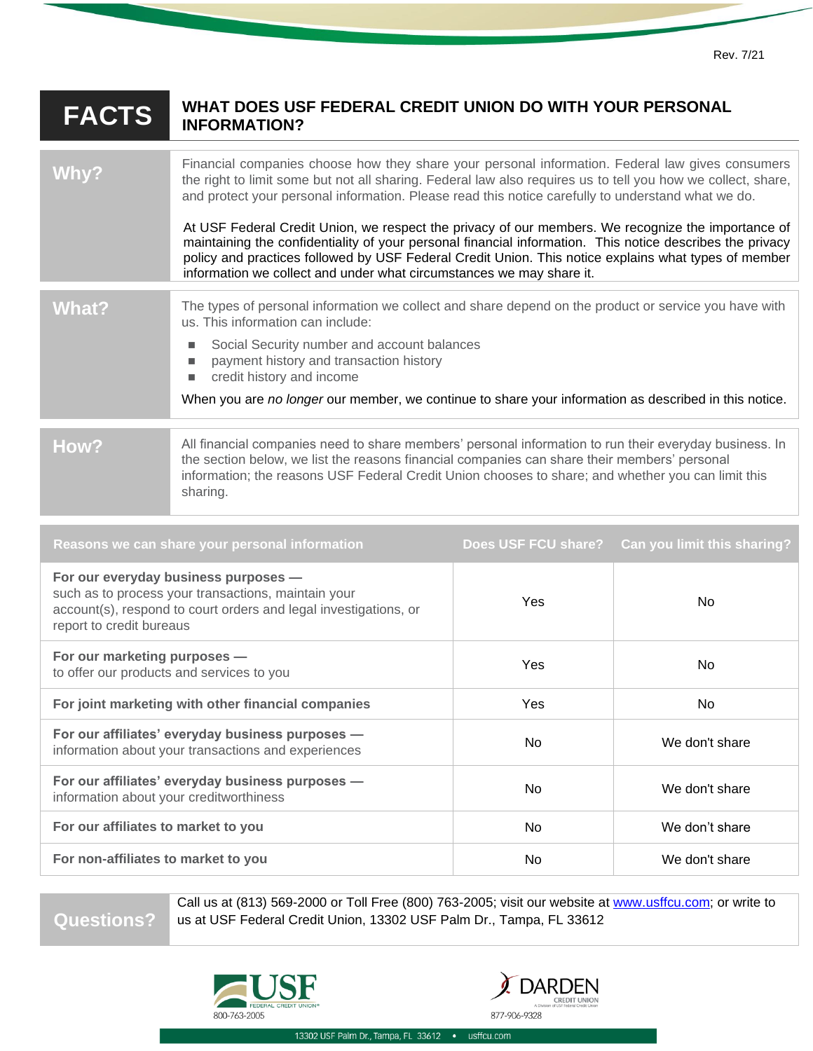Rev. 7/21

# FACTS — WHAT DOES USF FEDERAL CREDIT UNION DO WITH YOUR PERSONAL INFORMATION?

| | |
|---|---|
| **Why?** | Financial companies choose how they share your personal information. Federal law gives consumers the right to limit some but not all sharing. Federal law also requires us to tell you how we collect, share, and protect your personal information. Please read this notice carefully to understand what we do.<br><br>At USF Federal Credit Union, we respect the privacy of our members. We recognize the importance of maintaining the confidentiality of your personal financial information. This notice describes the privacy policy and practices followed by USF Federal Credit Union. This notice explains what types of member information we collect and under what circumstances we may share it. |
| **What?** | The types of personal information we collect and share depend on the product or service you have with us. This information can include:<br>▪ Social Security number and account balances<br>▪ payment history and transaction history<br>▪ credit history and income<br><br>When you are *no longer* our member, we continue to share your information as described in this notice. |
| **How?** | All financial companies need to share members' personal information to run their everyday business. In the section below, we list the reasons financial companies can share their members' personal information; the reasons USF Federal Credit Union chooses to share; and whether you can limit this sharing. |

| Reasons we can share your personal information | Does USF FCU share? | Can you limit this sharing? |
|---|---|---|
| **For our everyday business purposes —** such as to process your transactions, maintain your account(s), respond to court orders and legal investigations, or report to credit bureaus | Yes | No |
| **For our marketing purposes —** to offer our products and services to you | Yes | No |
| **For joint marketing with other financial companies** | Yes | No |
| **For our affiliates' everyday business purposes —** information about your transactions and experiences | No | We don't share |
| **For our affiliates' everyday business purposes —** information about your creditworthiness | No | We don't share |
| **For our affiliates to market to you** | No | We don't share |
| **For non-affiliates to market to you** | No | We don't share |

| | |
|---|---|
| **Questions?** | Call us at (813) 569-2000 or Toll Free (800) 763-2005; visit our website at www.usffcu.com; or write to us at USF Federal Credit Union, 13302 USF Palm Dr., Tampa, FL 33612 |

USF FEDERAL CREDIT UNION® 800-763-2005

DARDEN CREDIT UNION — A Division of USF Federal Credit Union — 877-906-9328

13302 USF Palm Dr., Tampa, FL 33612 • usffcu.com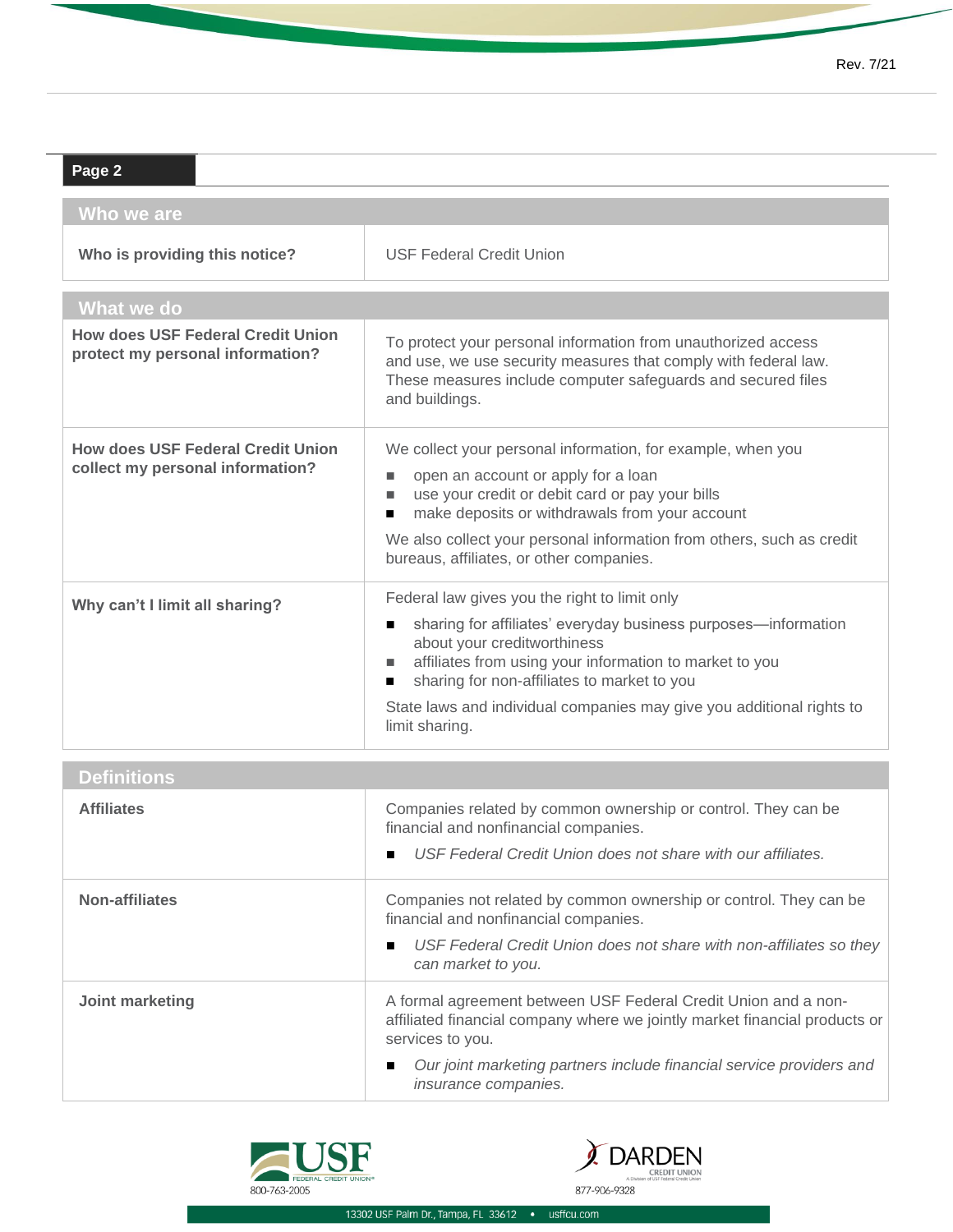## Page 2

| Who we are | |
|---|---|
| **Who is providing this notice?** | USF Federal Credit Union |

| What we do | |
|---|---|
| **How does USF Federal Credit Union protect my personal information?** | To protect your personal information from unauthorized access and use, we use security measures that comply with federal law. These measures include computer safeguards and secured files and buildings. |
| **How does USF Federal Credit Union collect my personal information?** | We collect your personal information, for example, when you<br>■ open an account or apply for a loan<br>■ use your credit or debit card or pay your bills<br>■ make deposits or withdrawals from your account<br>We also collect your personal information from others, such as credit bureaus, affiliates, or other companies. |
| **Why can't I limit all sharing?** | Federal law gives you the right to limit only<br>■ sharing for affiliates' everyday business purposes—information about your creditworthiness<br>■ affiliates from using your information to market to you<br>■ sharing for non-affiliates to market to you<br>State laws and individual companies may give you additional rights to limit sharing. |

| Definitions | |
|---|---|
| **Affiliates** | Companies related by common ownership or control. They can be financial and nonfinancial companies.<br>■ *USF Federal Credit Union does not share with our affiliates.* |
| **Non-affiliates** | Companies not related by common ownership or control. They can be financial and nonfinancial companies.<br>■ *USF Federal Credit Union does not share with non-affiliates so they can market to you.* |
| **Joint marketing** | A formal agreement between USF Federal Credit Union and a non-affiliated financial company where we jointly market financial products or services to you.<br>■ *Our joint marketing partners include financial service providers and insurance companies.* |

USF Federal Credit Union 800-763-2005

Darden Credit Union 877-906-9328

13302 USF Palm Dr., Tampa, FL 33612 • usffcu.com